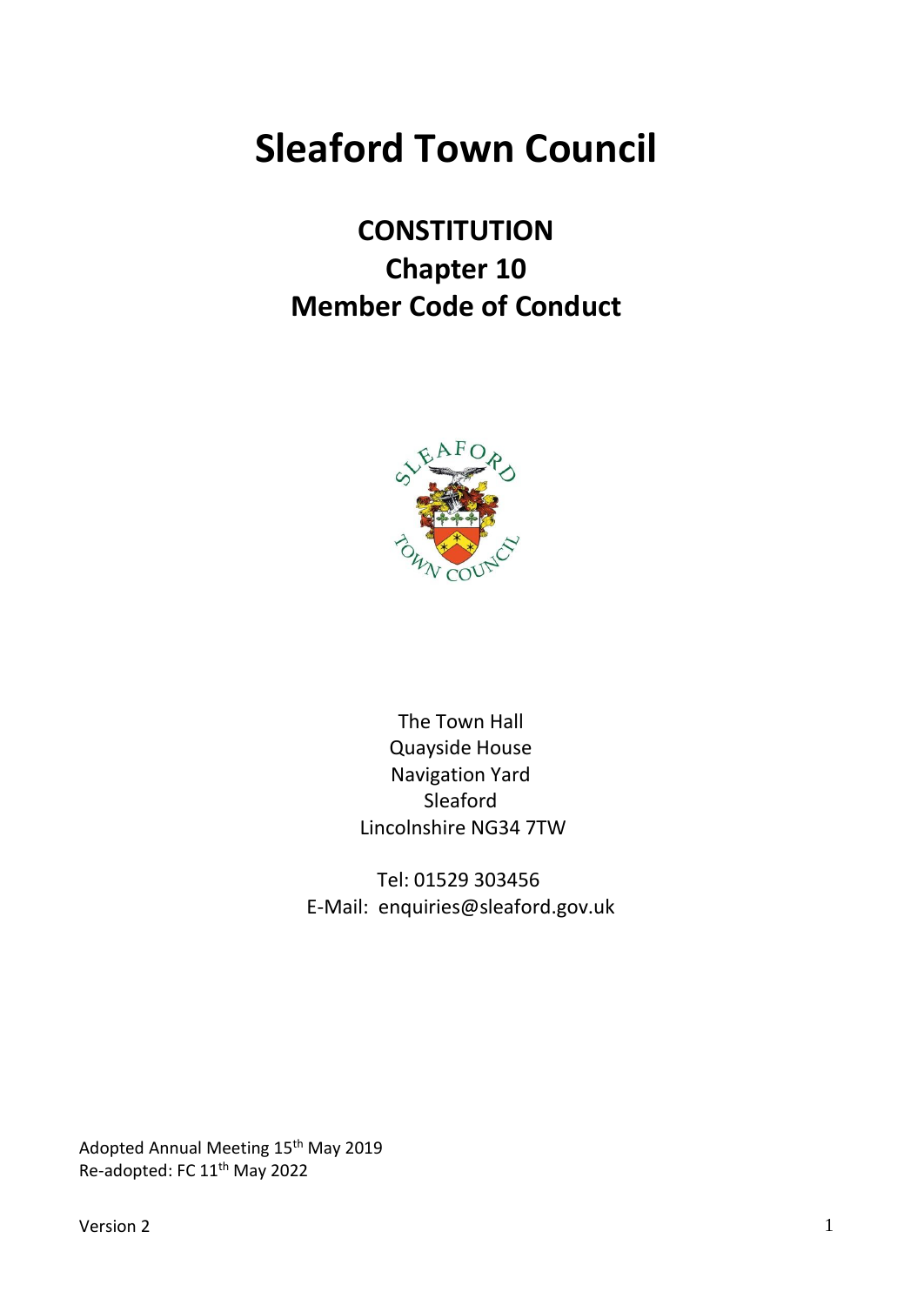# Sleaford Town Council

## CONSTITUTION
## Chapter 10
## Member Code of Conduct

The Town Hall
Quayside House
Navigation Yard
Sleaford
Lincolnshire NG34 7TW

Tel: 01529 303456
E-Mail: enquiries@sleaford.gov.uk

Adopted Annual Meeting 15th May 2019
Re-adopted: FC 11th May 2022

Version 2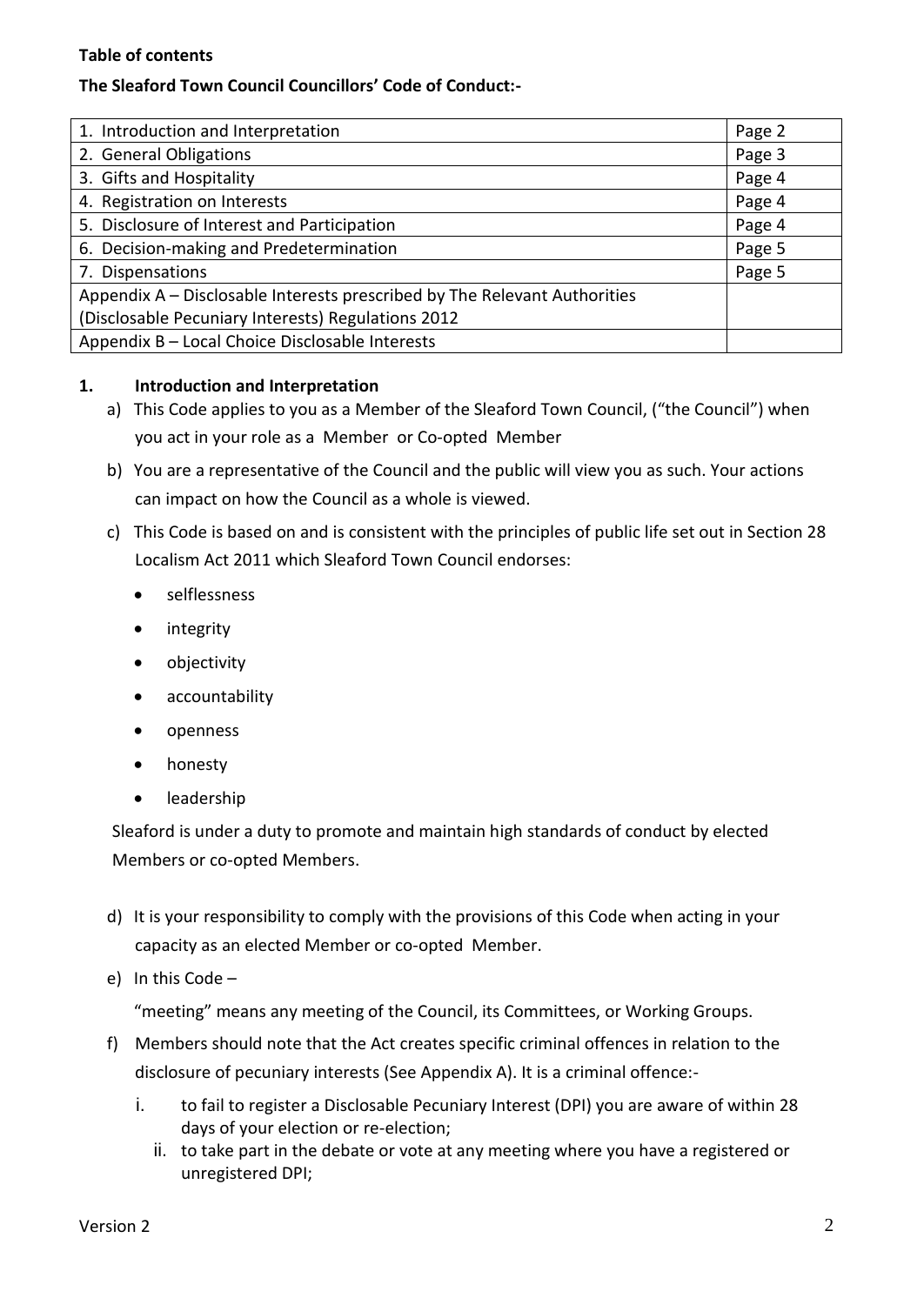**Table of contents**

**The Sleaford Town Council Councillors' Code of Conduct:-**

| | |
|---|---|
| 1. Introduction and Interpretation | Page 2 |
| 2. General Obligations | Page 3 |
| 3. Gifts and Hospitality | Page 4 |
| 4. Registration on Interests | Page 4 |
| 5. Disclosure of Interest and Participation | Page 4 |
| 6. Decision-making and Predetermination | Page 5 |
| 7. Dispensations | Page 5 |
| Appendix A – Disclosable Interests prescribed by The Relevant Authorities (Disclosable Pecuniary Interests) Regulations 2012 | |
| Appendix B – Local Choice Disclosable Interests | |

## 1. Introduction and Interpretation

a) This Code applies to you as a Member of the Sleaford Town Council, ("the Council") when you act in your role as a Member or Co-opted Member

b) You are a representative of the Council and the public will view you as such. Your actions can impact on how the Council as a whole is viewed.

c) This Code is based on and is consistent with the principles of public life set out in Section 28 Localism Act 2011 which Sleaford Town Council endorses:

- selflessness
- integrity
- objectivity
- accountability
- openness
- honesty
- leadership

Sleaford is under a duty to promote and maintain high standards of conduct by elected Members or co-opted Members.

d) It is your responsibility to comply with the provisions of this Code when acting in your capacity as an elected Member or co-opted Member.

e) In this Code –

"meeting" means any meeting of the Council, its Committees, or Working Groups.

f) Members should note that the Act creates specific criminal offences in relation to the disclosure of pecuniary interests (See Appendix A). It is a criminal offence:-

i. to fail to register a Disclosable Pecuniary Interest (DPI) you are aware of within 28 days of your election or re-election;

ii. to take part in the debate or vote at any meeting where you have a registered or unregistered DPI;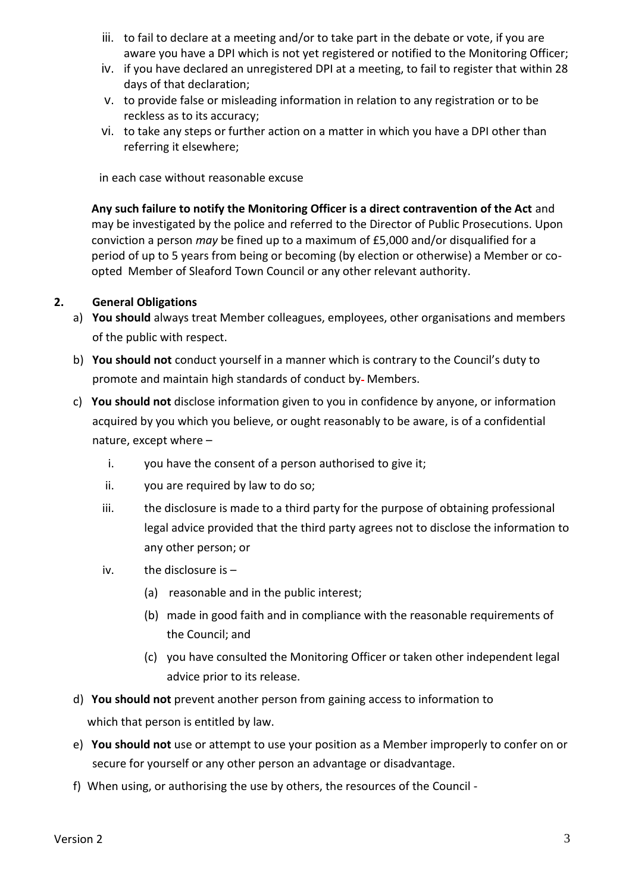iii. to fail to declare at a meeting and/or to take part in the debate or vote, if you are aware you have a DPI which is not yet registered or notified to the Monitoring Officer;
iv. if you have declared an unregistered DPI at a meeting, to fail to register that within 28 days of that declaration;
v. to provide false or misleading information in relation to any registration or to be reckless as to its accuracy;
vi. to take any steps or further action on a matter in which you have a DPI other than referring it elsewhere;

in each case without reasonable excuse

**Any such failure to notify the Monitoring Officer is a direct contravention of the Act** and may be investigated by the police and referred to the Director of Public Prosecutions. Upon conviction a person *may* be fined up to a maximum of £5,000 and/or disqualified for a period of up to 5 years from being or becoming (by election or otherwise) a Member or co-opted Member of Sleaford Town Council or any other relevant authority.

## 2. General Obligations

a) **You should** always treat Member colleagues, employees, other organisations and members of the public with respect.

b) **You should not** conduct yourself in a manner which is contrary to the Council's duty to promote and maintain high standards of conduct by Members.

c) **You should not** disclose information given to you in confidence by anyone, or information acquired by you which you believe, or ought reasonably to be aware, is of a confidential nature, except where –

   i. you have the consent of a person authorised to give it;
   
   ii. you are required by law to do so;
   
   iii. the disclosure is made to a third party for the purpose of obtaining professional legal advice provided that the third party agrees not to disclose the information to any other person; or
   
   iv. the disclosure is –
   
      (a) reasonable and in the public interest;
      
      (b) made in good faith and in compliance with the reasonable requirements of the Council; and
      
      (c) you have consulted the Monitoring Officer or taken other independent legal advice prior to its release.

d) **You should not** prevent another person from gaining access to information to which that person is entitled by law.

e) **You should not** use or attempt to use your position as a Member improperly to confer on or secure for yourself or any other person an advantage or disadvantage.

f) When using, or authorising the use by others, the resources of the Council -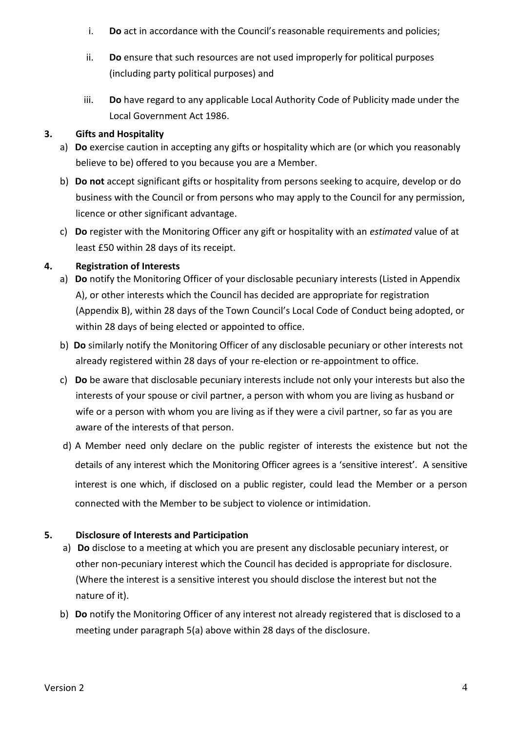i. **Do** act in accordance with the Council's reasonable requirements and policies;

ii. **Do** ensure that such resources are not used improperly for political purposes (including party political purposes) and

iii. **Do** have regard to any applicable Local Authority Code of Publicity made under the Local Government Act 1986.

**3. Gifts and Hospitality**

a) **Do** exercise caution in accepting any gifts or hospitality which are (or which you reasonably believe to be) offered to you because you are a Member.

b) **Do not** accept significant gifts or hospitality from persons seeking to acquire, develop or do business with the Council or from persons who may apply to the Council for any permission, licence or other significant advantage.

c) **Do** register with the Monitoring Officer any gift or hospitality with an *estimated* value of at least £50 within 28 days of its receipt.

**4. Registration of Interests**

a) **Do** notify the Monitoring Officer of your disclosable pecuniary interests (Listed in Appendix A), or other interests which the Council has decided are appropriate for registration (Appendix B), within 28 days of the Town Council's Local Code of Conduct being adopted, or within 28 days of being elected or appointed to office.

b) **Do** similarly notify the Monitoring Officer of any disclosable pecuniary or other interests not already registered within 28 days of your re-election or re-appointment to office.

c) **Do** be aware that disclosable pecuniary interests include not only your interests but also the interests of your spouse or civil partner, a person with whom you are living as husband or wife or a person with whom you are living as if they were a civil partner, so far as you are aware of the interests of that person.

d) A Member need only declare on the public register of interests the existence but not the details of any interest which the Monitoring Officer agrees is a 'sensitive interest'. A sensitive interest is one which, if disclosed on a public register, could lead the Member or a person connected with the Member to be subject to violence or intimidation.

**5. Disclosure of Interests and Participation**

a) **Do** disclose to a meeting at which you are present any disclosable pecuniary interest, or other non-pecuniary interest which the Council has decided is appropriate for disclosure. (Where the interest is a sensitive interest you should disclose the interest but not the nature of it).

b) **Do** notify the Monitoring Officer of any interest not already registered that is disclosed to a meeting under paragraph 5(a) above within 28 days of the disclosure.

Version 2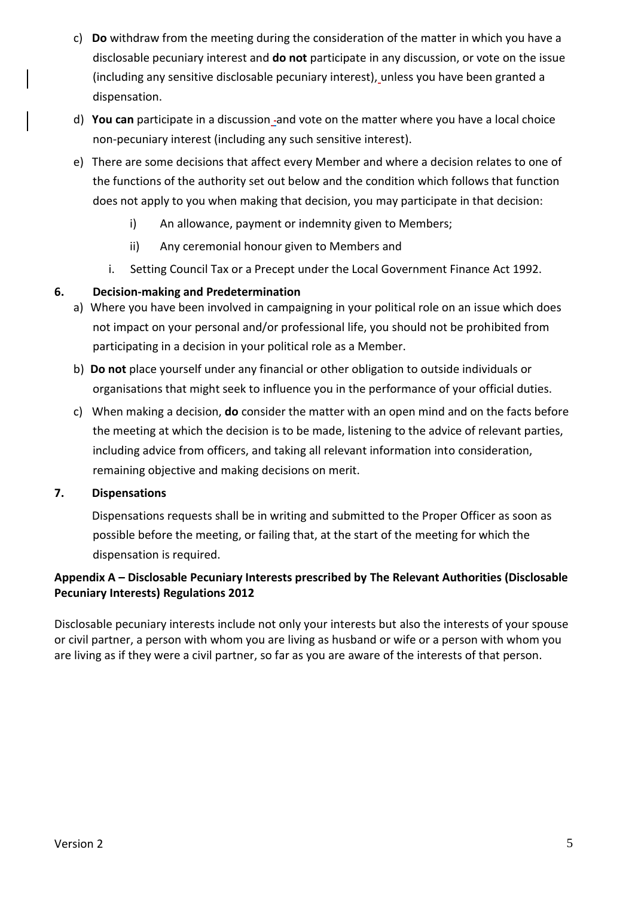c) **Do** withdraw from the meeting during the consideration of the matter in which you have a disclosable pecuniary interest and **do not** participate in any discussion, or vote on the issue (including any sensitive disclosable pecuniary interest), unless you have been granted a dispensation.

d) **You can** participate in a discussion and vote on the matter where you have a local choice non-pecuniary interest (including any such sensitive interest).

e) There are some decisions that affect every Member and where a decision relates to one of the functions of the authority set out below and the condition which follows that function does not apply to you when making that decision, you may participate in that decision:

   i) An allowance, payment or indemnity given to Members;

   ii) Any ceremonial honour given to Members and

   i. Setting Council Tax or a Precept under the Local Government Finance Act 1992.

**6. Decision-making and Predetermination**

a) Where you have been involved in campaigning in your political role on an issue which does not impact on your personal and/or professional life, you should not be prohibited from participating in a decision in your political role as a Member.

b) **Do not** place yourself under any financial or other obligation to outside individuals or organisations that might seek to influence you in the performance of your official duties.

c) When making a decision, **do** consider the matter with an open mind and on the facts before the meeting at which the decision is to be made, listening to the advice of relevant parties, including advice from officers, and taking all relevant information into consideration, remaining objective and making decisions on merit.

**7. Dispensations**

Dispensations requests shall be in writing and submitted to the Proper Officer as soon as possible before the meeting, or failing that, at the start of the meeting for which the dispensation is required.

**Appendix A – Disclosable Pecuniary Interests prescribed by The Relevant Authorities (Disclosable Pecuniary Interests) Regulations 2012**

Disclosable pecuniary interests include not only your interests but also the interests of your spouse or civil partner, a person with whom you are living as husband or wife or a person with whom you are living as if they were a civil partner, so far as you are aware of the interests of that person.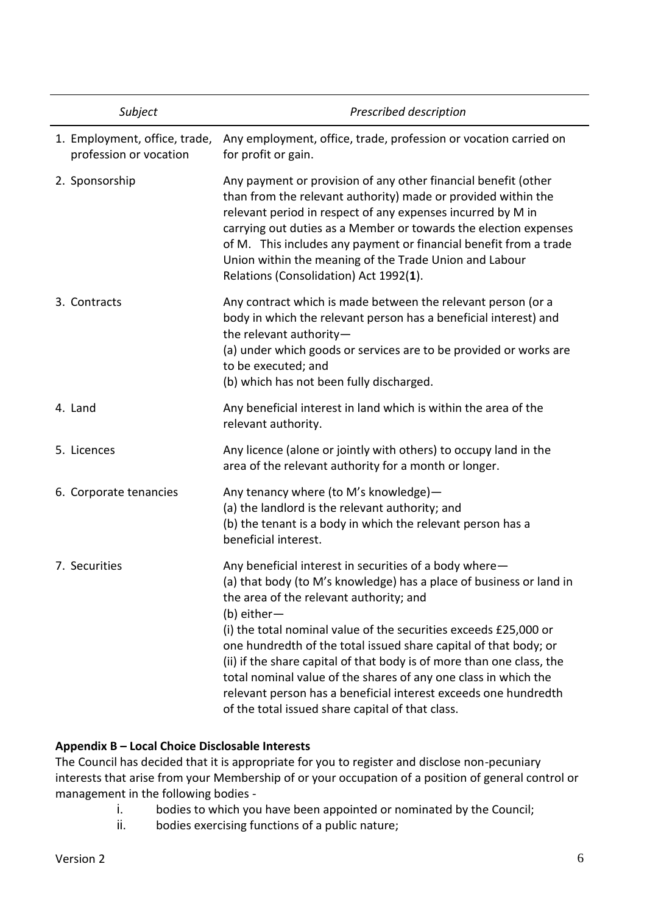| *Subject* | *Prescribed description* |
|---|---|
| 1. Employment, office, trade, profession or vocation | Any employment, office, trade, profession or vocation carried on for profit or gain. |
| 2. Sponsorship | Any payment or provision of any other financial benefit (other than from the relevant authority) made or provided within the relevant period in respect of any expenses incurred by M in carrying out duties as a Member or towards the election expenses of M. This includes any payment or financial benefit from a trade Union within the meaning of the Trade Union and Labour Relations (Consolidation) Act 1992(**1**). |
| 3. Contracts | Any contract which is made between the relevant person (or a body in which the relevant person has a beneficial interest) and the relevant authority— (a) under which goods or services are to be provided or works are to be executed; and (b) which has not been fully discharged. |
| 4. Land | Any beneficial interest in land which is within the area of the relevant authority. |
| 5. Licences | Any licence (alone or jointly with others) to occupy land in the area of the relevant authority for a month or longer. |
| 6. Corporate tenancies | Any tenancy where (to M's knowledge)— (a) the landlord is the relevant authority; and (b) the tenant is a body in which the relevant person has a beneficial interest. |
| 7. Securities | Any beneficial interest in securities of a body where— (a) that body (to M's knowledge) has a place of business or land in the area of the relevant authority; and (b) either— (i) the total nominal value of the securities exceeds £25,000 or one hundredth of the total issued share capital of that body; or (ii) if the share capital of that body is of more than one class, the total nominal value of the shares of any one class in which the relevant person has a beneficial interest exceeds one hundredth of the total issued share capital of that class. |

**Appendix B – Local Choice Disclosable Interests**

The Council has decided that it is appropriate for you to register and disclose non-pecuniary interests that arise from your Membership of or your occupation of a position of general control or management in the following bodies -

i. bodies to which you have been appointed or nominated by the Council;
ii. bodies exercising functions of a public nature;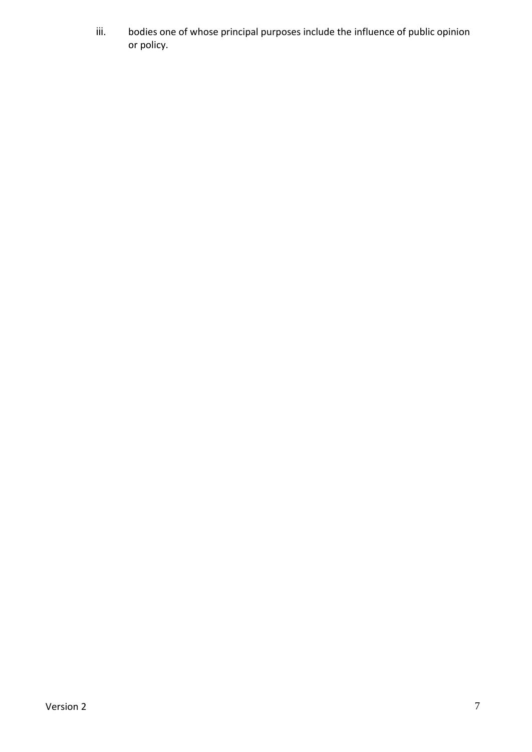iii. bodies one of whose principal purposes include the influence of public opinion or policy.

Version 2